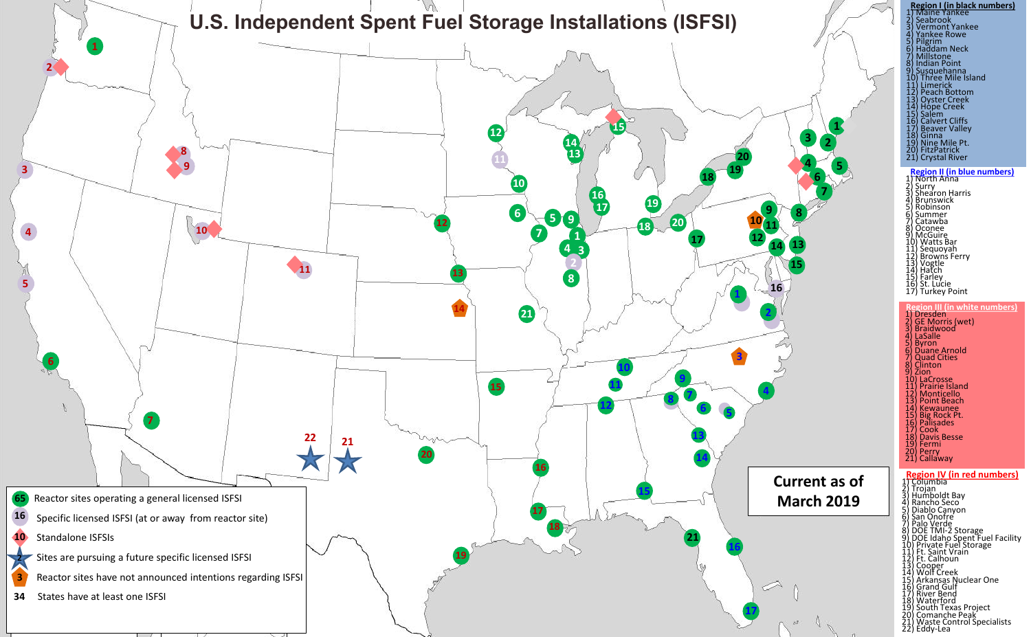# U.S. Independent Spent Fuel Storage Installations (ISFSI)

**Current as of March 2019**

- 65 Reactor sites operating a general licensed ISFSI
- 16 Specific licensed ISFSI (at or away from reactor site)
- 10 Standalone ISFSIs
- 2 Sites are pursuing a future specific licensed ISFSI
- 3 Reactor sites have not announced intentions regarding ISFSI
- 34 States have at least one ISFSI

**Region I (in black numbers)**

1) Maine Yankee
2) Seabrook
3) Vermont Yankee
4) Yankee Rowe
5) Pilgrim
6) Haddam Neck
7) Millstone
8) Indian Point
9) Susquehanna
10) Three Mile Island
11) Limerick
12) Peach Bottom
13) Oyster Creek
14) Hope Creek
15) Salem
16) Calvert Cliffs
17) Beaver Valley
18) Ginna
19) Nine Mile Pt.
20) FitzPatrick
21) Crystal River

**Region II (in blue numbers)**

1) North Anna
2) Surry
3) Shearon Harris
4) Brunswick
5) Robinson
6) Summer
7) Catawba
8) Oconee
9) McGuire
10) Watts Bar
11) Sequoyah
12) Browns Ferry
13) Vogtle
14) Hatch
15) Farley
16) St. Lucie
17) Turkey Point

**Region III (in white numbers)**

1) Dresden
2) GE Morris (wet)
3) Braidwood
4) LaSalle
5) Byron
6) Duane Arnold
7) Quad Cities
8) Clinton
9) Zion
10) LaCrosse
11) Prairie Island
12) Monticello
13) Point Beach
14) Kewaunee
15) Big Rock Pt.
16) Palisades
17) Cook
18) Davis Besse
19) Fermi
20) Perry
21) Callaway

**Region IV (in red numbers)**

1) Columbia
2) Trojan
3) Humboldt Bay
4) Rancho Seco
5) Diablo Canyon
6) San Onofre
7) Palo Verde
8) DOE TMI-2 Storage
9) DOE Idaho Spent Fuel Facility
10) Private Fuel Storage
11) Ft. Saint Vrain
12) Ft. Calhoun
13) Cooper
14) Wolf Creek
15) Arkansas Nuclear One
16) Grand Gulf
17) River Bend
18) Waterford
19) South Texas Project
20) Comanche Peak
21) Waste Control Specialists
22) Eddy-Lea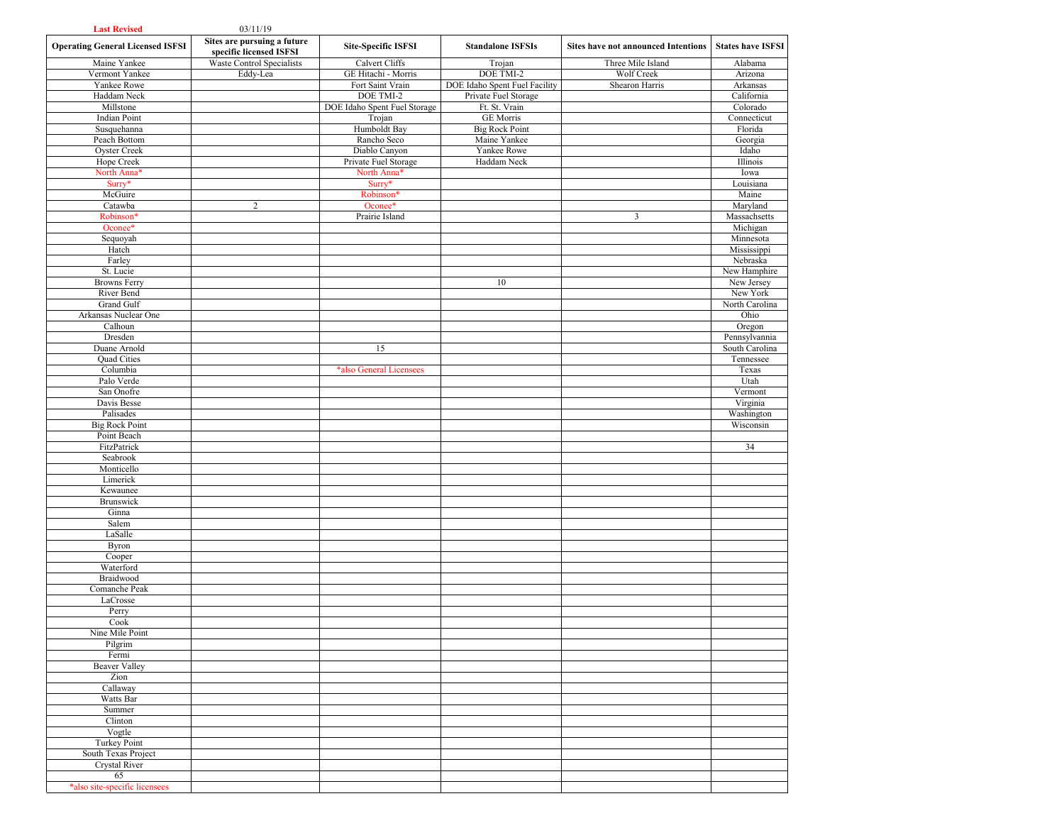**Last Revised** 03/11/19

| Operating General Licensed ISFSI | Sites are pursuing a future specific licensed ISFSI | Site-Specific ISFSI | Standalone ISFSIs | Sites have not announced Intentions | States have ISFSI |
|---|---|---|---|---|---|
| Maine Yankee | Waste Control Specialists | Calvert Cliffs | Trojan | Three Mile Island | Alabama |
| Vermont Yankee | Eddy-Lea | GE Hitachi - Morris | DOE TMI-2 | Wolf Creek | Arizona |
| Yankee Rowe | | Fort Saint Vrain | DOE Idaho Spent Fuel Facility | Shearon Harris | Arkansas |
| Haddam Neck | | DOE TMI-2 | Private Fuel Storage | | California |
| Millstone | | DOE Idaho Spent Fuel Storage | Ft. St. Vrain | | Colorado |
| Indian Point | | Trojan | GE Morris | | Connecticut |
| Susquehanna | | Humboldt Bay | Big Rock Point | | Florida |
| Peach Bottom | | Rancho Seco | Maine Yankee | | Georgia |
| Oyster Creek | | Diablo Canyon | Yankee Rowe | | Idaho |
| Hope Creek | | Private Fuel Storage | Haddam Neck | | Illinois |
| North Anna* | | North Anna* | | | Iowa |
| Surry* | | Surry* | | | Louisiana |
| McGuire | | Robinson* | | | Maine |
| Catawba | 2 | Oconee* | | | Maryland |
| Robinson* | | Prairie Island | | 3 | Massachsetts |
| Oconee* | | | | | Michigan |
| Sequoyah | | | | | Minnesota |
| Hatch | | | | | Mississippi |
| Farley | | | | | Nebraska |
| St. Lucie | | | | | New Hampshire |
| Browns Ferry | | | 10 | | New Jersey |
| River Bend | | | | | New York |
| Grand Gulf | | | | | North Carolina |
| Arkansas Nuclear One | | | | | Ohio |
| Calhoun | | | | | Oregon |
| Dresden | | | | | Pennsylvannia |
| Duane Arnold | | 15 | | | South Carolina |
| Quad Cities | | | | | Tennessee |
| Columbia | | *also General Licensees | | | Texas |
| Palo Verde | | | | | Utah |
| San Onofre | | | | | Vermont |
| Davis Besse | | | | | Virginia |
| Palisades | | | | | Washington |
| Big Rock Point | | | | | Wisconsin |
| Point Beach | | | | | |
| FitzPatrick | | | | | 34 |
| Seabrook | | | | | |
| Monticello | | | | | |
| Limerick | | | | | |
| Kewaunee | | | | | |
| Brunswick | | | | | |
| Ginna | | | | | |
| Salem | | | | | |
| LaSalle | | | | | |
| Byron | | | | | |
| Cooper | | | | | |
| Waterford | | | | | |
| Braidwood | | | | | |
| Comanche Peak | | | | | |
| LaCrosse | | | | | |
| Perry | | | | | |
| Cook | | | | | |
| Nine Mile Point | | | | | |
| Pilgrim | | | | | |
| Fermi | | | | | |
| Beaver Valley | | | | | |
| Zion | | | | | |
| Callaway | | | | | |
| Watts Bar | | | | | |
| Summer | | | | | |
| Clinton | | | | | |
| Vogtle | | | | | |
| Turkey Point | | | | | |
| South Texas Project | | | | | |
| Crystal River | | | | | |
| 65 | | | | | |
| *also site-specific licensees | | | | | |